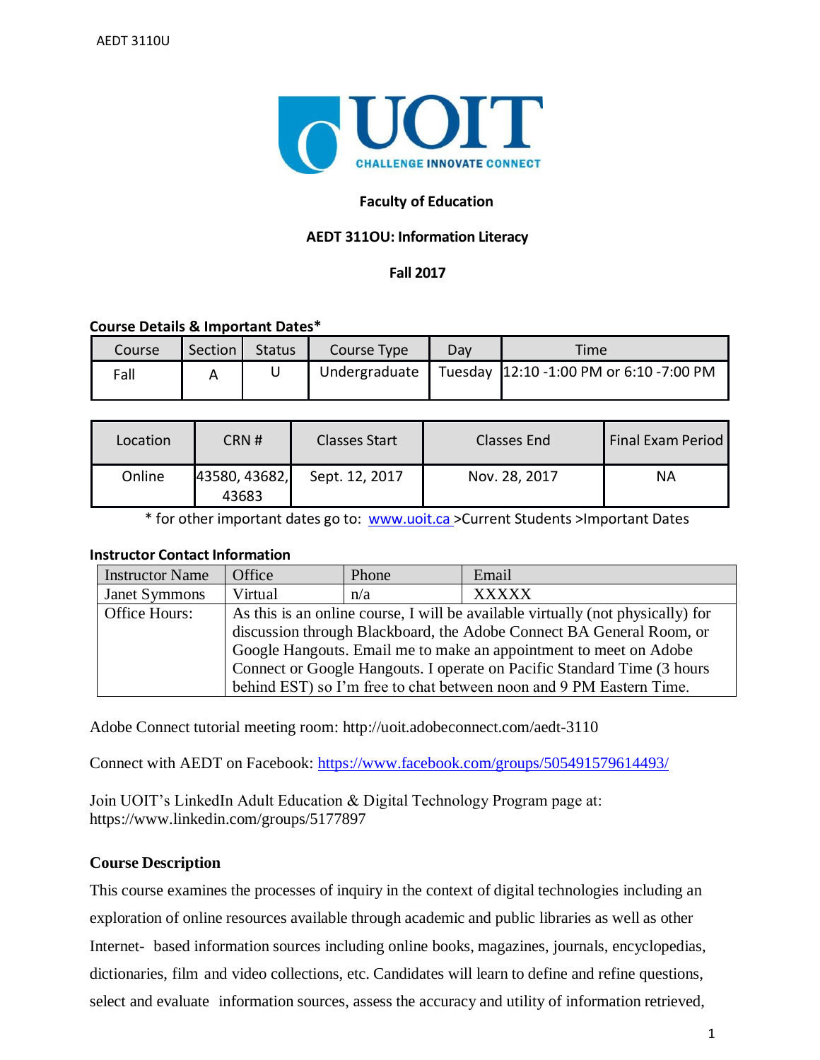**Faculty of Education**

**AEDT 311OU: Information Literacy**

**Fall 2017**

**Course Details & Important Dates***

| Course | Section | Status | Course Type | Day | Time |
|---|---|---|---|---|---|
| Fall | A | U | Undergraduate | Tuesday | 12:10 -1:00 PM or 6:10 -7:00 PM |

| Location | CRN # | Classes Start | Classes End | Final Exam Period |
|---|---|---|---|---|
| Online | 43580, 43682, 43683 | Sept. 12, 2017 | Nov. 28, 2017 | NA |

* for other important dates go to: www.uoit.ca >Current Students >Important Dates

**Instructor Contact Information**

| Instructor Name | Office | Phone | Email |
|---|---|---|---|
| Janet Symmons | Virtual | n/a | XXXXX |
| Office Hours: | As this is an online course, I will be available virtually (not physically) for discussion through Blackboard, the Adobe Connect BA General Room, or Google Hangouts. Email me to make an appointment to meet on Adobe Connect or Google Hangouts. I operate on Pacific Standard Time (3 hours behind EST) so I'm free to chat between noon and 9 PM Eastern Time. | | |

Adobe Connect tutorial meeting room: http://uoit.adobeconnect.com/aedt-3110

Connect with AEDT on Facebook: https://www.facebook.com/groups/505491579614493/

Join UOIT's LinkedIn Adult Education & Digital Technology Program page at: https://www.linkedin.com/groups/5177897

## Course Description

This course examines the processes of inquiry in the context of digital technologies including an exploration of online resources available through academic and public libraries as well as other Internet- based information sources including online books, magazines, journals, encyclopedias, dictionaries, film and video collections, etc. Candidates will learn to define and refine questions, select and evaluate information sources, assess the accuracy and utility of information retrieved,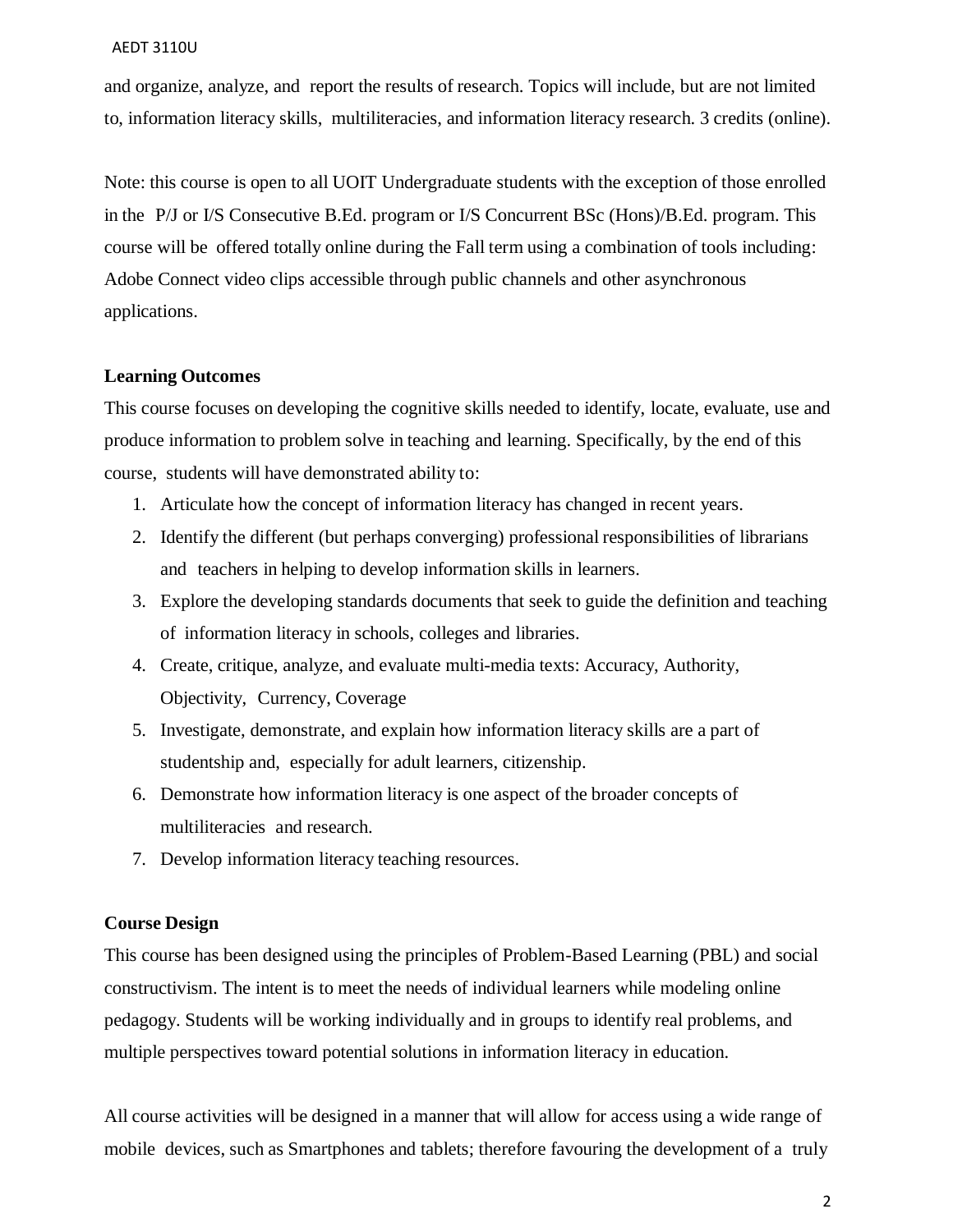and organize, analyze, and report the results of research. Topics will include, but are not limited to, information literacy skills, multiliteracies, and information literacy research. 3 credits (online).

Note: this course is open to all UOIT Undergraduate students with the exception of those enrolled in the P/J or I/S Consecutive B.Ed. program or I/S Concurrent BSc (Hons)/B.Ed. program. This course will be offered totally online during the Fall term using a combination of tools including: Adobe Connect video clips accessible through public channels and other asynchronous applications.

**Learning Outcomes**

This course focuses on developing the cognitive skills needed to identify, locate, evaluate, use and produce information to problem solve in teaching and learning. Specifically, by the end of this course, students will have demonstrated ability to:

1. Articulate how the concept of information literacy has changed in recent years.
2. Identify the different (but perhaps converging) professional responsibilities of librarians and teachers in helping to develop information skills in learners.
3. Explore the developing standards documents that seek to guide the definition and teaching of information literacy in schools, colleges and libraries.
4. Create, critique, analyze, and evaluate multi-media texts: Accuracy, Authority, Objectivity, Currency, Coverage
5. Investigate, demonstrate, and explain how information literacy skills are a part of studentship and, especially for adult learners, citizenship.
6. Demonstrate how information literacy is one aspect of the broader concepts of multiliteracies and research.
7. Develop information literacy teaching resources.

**Course Design**

This course has been designed using the principles of Problem-Based Learning (PBL) and social constructivism. The intent is to meet the needs of individual learners while modeling online pedagogy. Students will be working individually and in groups to identify real problems, and multiple perspectives toward potential solutions in information literacy in education.

All course activities will be designed in a manner that will allow for access using a wide range of mobile devices, such as Smartphones and tablets; therefore favouring the development of a truly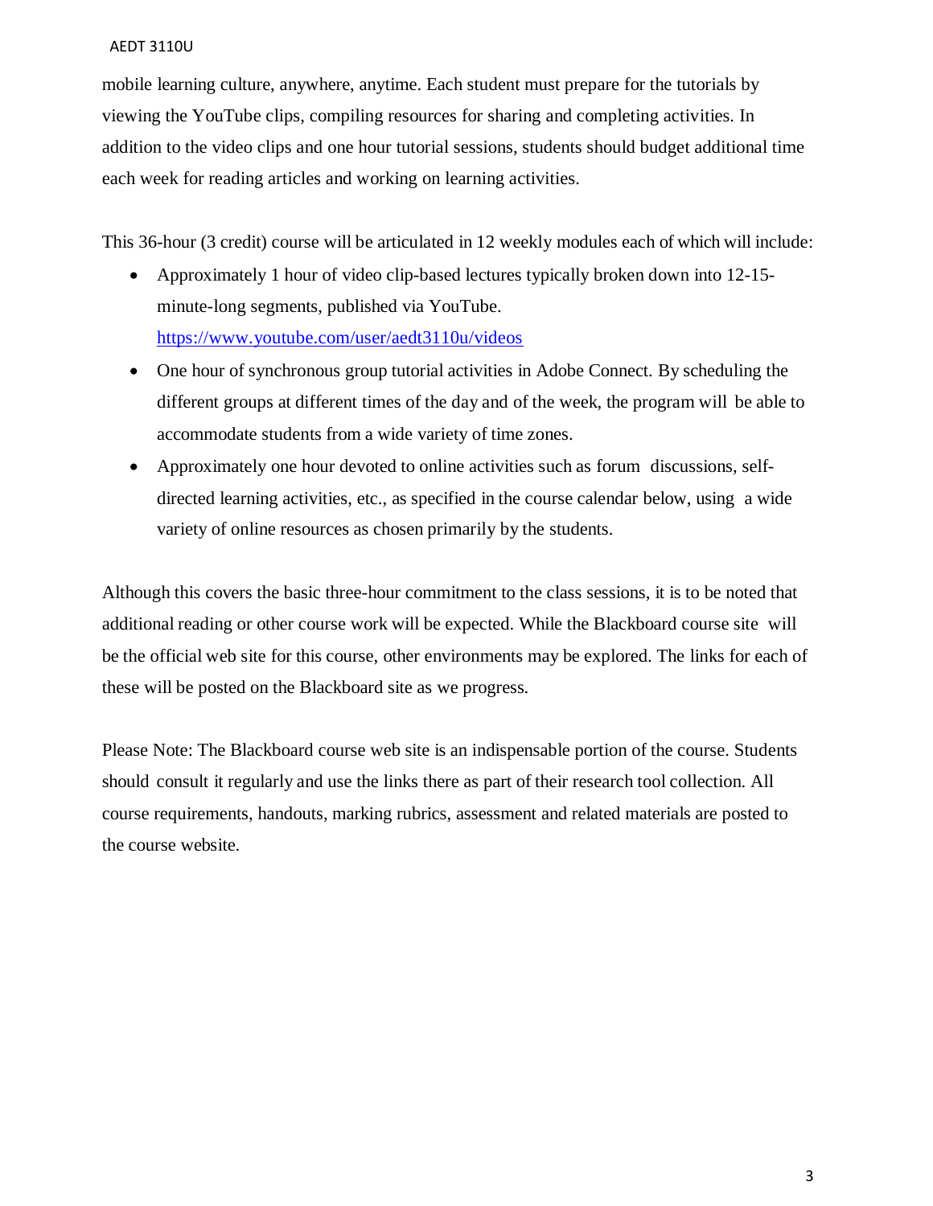mobile learning culture, anywhere, anytime. Each student must prepare for the tutorials by viewing the YouTube clips, compiling resources for sharing and completing activities. In addition to the video clips and one hour tutorial sessions, students should budget additional time each week for reading articles and working on learning activities.

This 36-hour (3 credit) course will be articulated in 12 weekly modules each of which will include:

- Approximately 1 hour of video clip-based lectures typically broken down into 12-15-minute-long segments, published via YouTube. https://www.youtube.com/user/aedt3110u/videos
- One hour of synchronous group tutorial activities in Adobe Connect. By scheduling the different groups at different times of the day and of the week, the program will be able to accommodate students from a wide variety of time zones.
- Approximately one hour devoted to online activities such as forum discussions, self-directed learning activities, etc., as specified in the course calendar below, using a wide variety of online resources as chosen primarily by the students.

Although this covers the basic three-hour commitment to the class sessions, it is to be noted that additional reading or other course work will be expected. While the Blackboard course site will be the official web site for this course, other environments may be explored. The links for each of these will be posted on the Blackboard site as we progress.

Please Note: The Blackboard course web site is an indispensable portion of the course. Students should consult it regularly and use the links there as part of their research tool collection. All course requirements, handouts, marking rubrics, assessment and related materials are posted to the course website.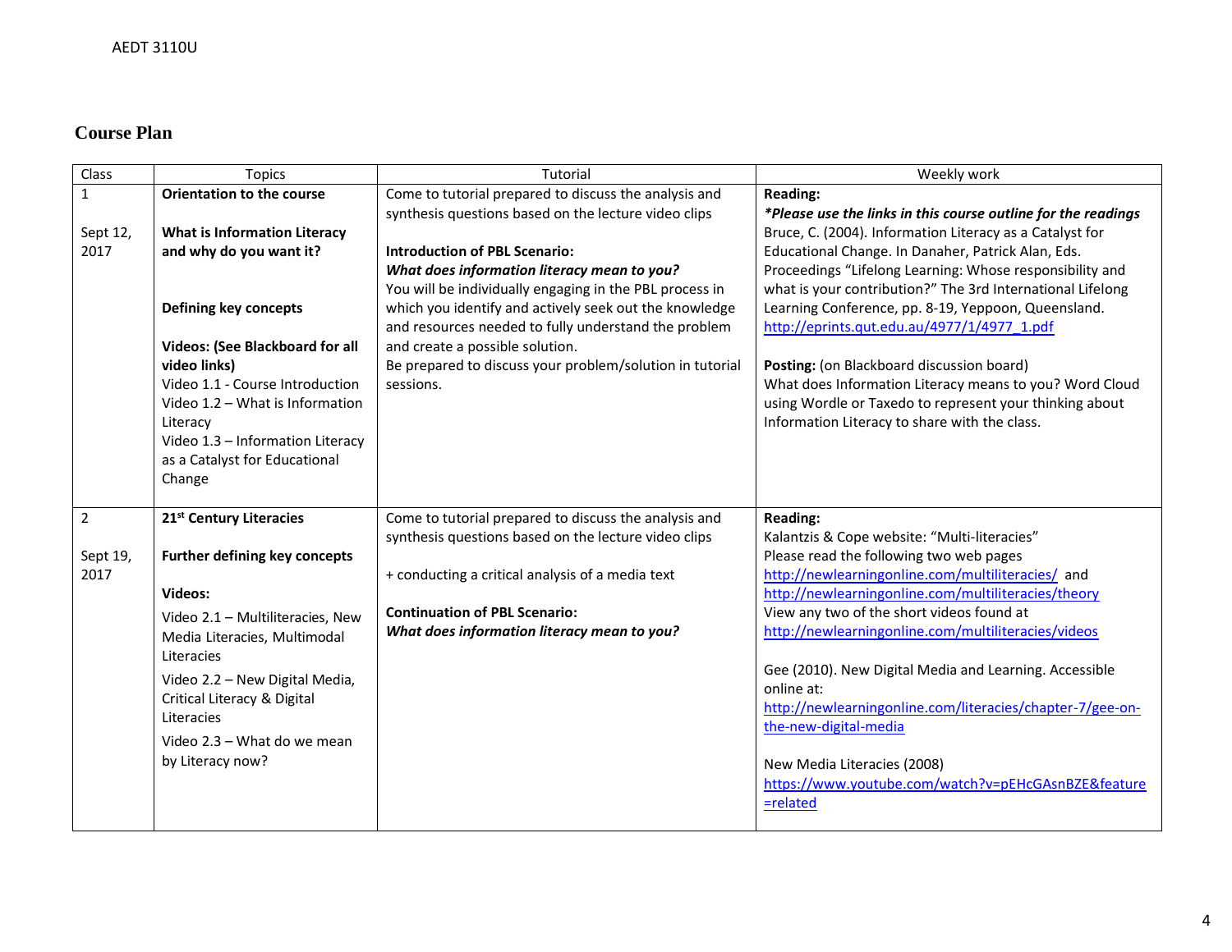## Course Plan

| Class | Topics | Tutorial | Weekly work |
|---|---|---|---|
| 1<br><br>Sept 12, 2017 | **Orientation to the course**<br><br>**What is Information Literacy and why do you want it?**<br><br>**Defining key concepts**<br><br>**Videos: (See Blackboard for all video links)**<br>Video 1.1 - Course Introduction<br>Video 1.2 – What is Information Literacy<br>Video 1.3 – Information Literacy as a Catalyst for Educational Change | Come to tutorial prepared to discuss the analysis and synthesis questions based on the lecture video clips<br><br>**Introduction of PBL Scenario:**<br>***What does information literacy mean to you?***<br>You will be individually engaging in the PBL process in which you identify and actively seek out the knowledge and resources needed to fully understand the problem and create a possible solution.<br>Be prepared to discuss your problem/solution in tutorial sessions. | **Reading:**<br>***Please use the links in this course outline for the readings***<br>Bruce, C. (2004). Information Literacy as a Catalyst for Educational Change. In Danaher, Patrick Alan, Eds. Proceedings "Lifelong Learning: Whose responsibility and what is your contribution?" The 3rd International Lifelong Learning Conference, pp. 8-19, Yeppoon, Queensland.<br>http://eprints.qut.edu.au/4977/1/4977_1.pdf<br><br>**Posting:** (on Blackboard discussion board)<br>What does Information Literacy means to you? Word Cloud using Wordle or Taxedo to represent your thinking about Information Literacy to share with the class. |
| 2<br><br>Sept 19, 2017 | **21st Century Literacies**<br><br>**Further defining key concepts**<br><br>**Videos:**<br>Video 2.1 – Multiliteracies, New Media Literacies, Multimodal Literacies<br>Video 2.2 – New Digital Media, Critical Literacy & Digital Literacies<br>Video 2.3 – What do we mean by Literacy now? | Come to tutorial prepared to discuss the analysis and synthesis questions based on the lecture video clips<br><br>+ conducting a critical analysis of a media text<br><br>**Continuation of PBL Scenario:**<br>***What does information literacy mean to you?*** | **Reading:**<br>Kalantzis & Cope website: "Multi-literacies"<br>Please read the following two web pages<br>http://newlearningonline.com/multiliteracies/ and<br>http://newlearningonline.com/multiliteracies/theory<br>View any two of the short videos found at<br>http://newlearningonline.com/multiliteracies/videos<br><br>Gee (2010). New Digital Media and Learning. Accessible online at:<br>http://newlearningonline.com/literacies/chapter-7/gee-on-the-new-digital-media<br><br>New Media Literacies (2008)<br>https://www.youtube.com/watch?v=pEHcGAsnBZE&feature=related |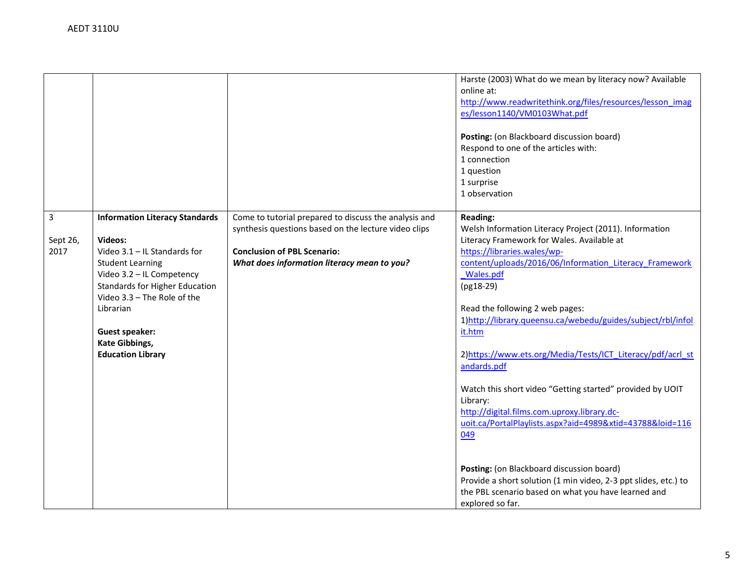| | | | |
|---|---|---|---|
| | | | Harste (2003) What do we mean by literacy now? Available online at: http://www.readwritethink.org/files/resources/lesson_images/lesson1140/VM0103What.pdf<br><br>**Posting:** (on Blackboard discussion board)<br>Respond to one of the articles with:<br>1 connection<br>1 question<br>1 surprise<br>1 observation |
| 3<br><br>Sept 26, 2017 | **Information Literacy Standards**<br><br>**Videos:**<br>Video 3.1 – IL Standards for Student Learning<br>Video 3.2 – IL Competency Standards for Higher Education<br>Video 3.3 – The Role of the Librarian<br><br>**Guest speaker:**<br>**Kate Gibbings,**<br>**Education Library** | Come to tutorial prepared to discuss the analysis and synthesis questions based on the lecture video clips<br><br>**Conclusion of PBL Scenario:**<br>***What does information literacy mean to you?*** | **Reading:**<br>Welsh Information Literacy Project (2011). Information Literacy Framework for Wales. Available at https://libraries.wales/wp-content/uploads/2016/06/Information_Literacy_Framework_Wales.pdf<br>(pg18-29)<br><br>Read the following 2 web pages:<br>1)http://library.queensu.ca/webedu/guides/subject/rbl/infolit.htm<br><br>2)https://www.ets.org/Media/Tests/ICT_Literacy/pdf/acrl_standards.pdf<br><br>Watch this short video "Getting started" provided by UOIT Library:<br>http://digital.films.com.uproxy.library.dc-uoit.ca/PortalPlaylists.aspx?aid=4989&xtid=43788&loid=116049<br><br>**Posting:** (on Blackboard discussion board)<br>Provide a short solution (1 min video, 2-3 ppt slides, etc.) to the PBL scenario based on what you have learned and explored so far. |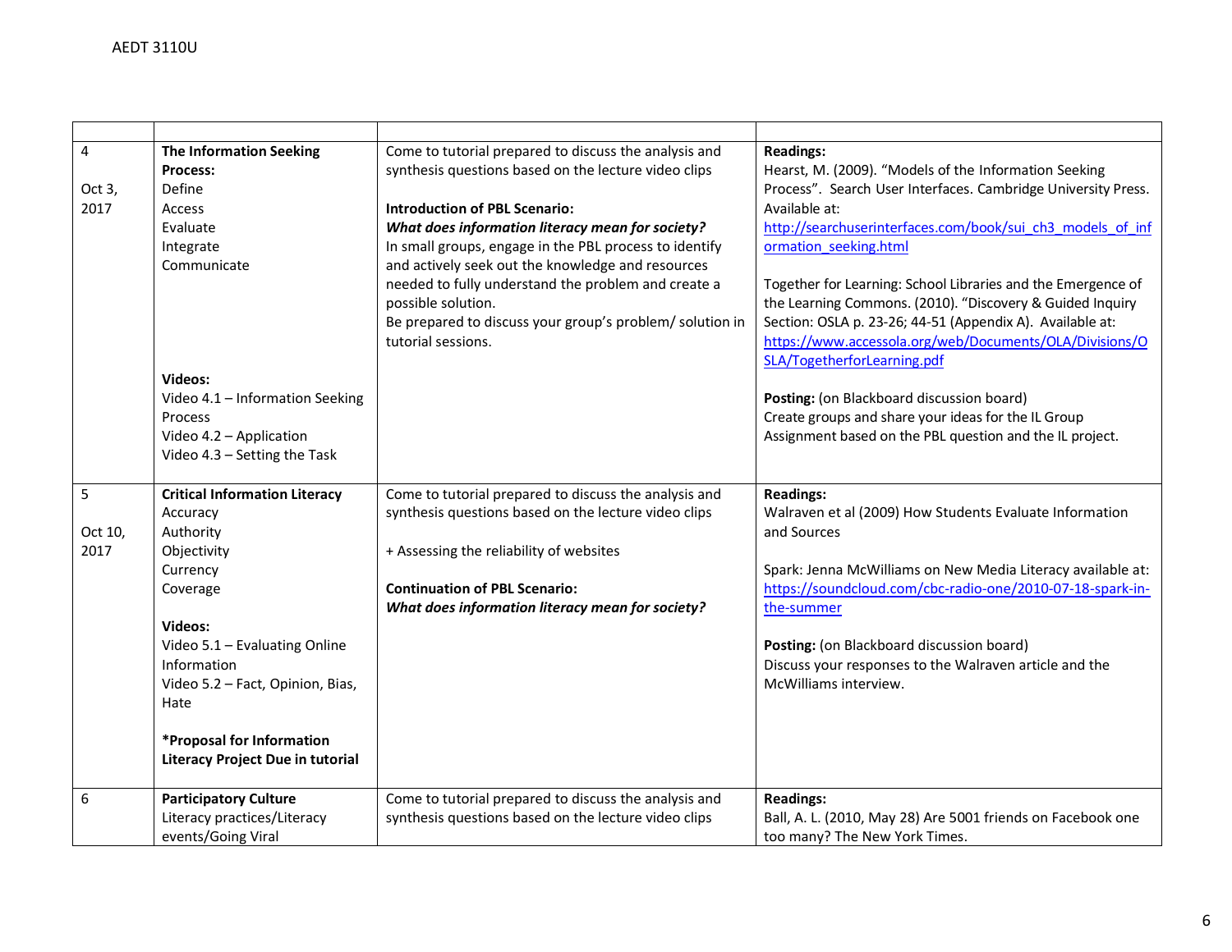| | | | |
|---|---|---|---|
| 4<br><br>Oct 3, 2017 | **The Information Seeking Process:**<br>Define<br>Access<br>Evaluate<br>Integrate<br>Communicate<br><br>**Videos:**<br>Video 4.1 – Information Seeking Process<br>Video 4.2 – Application<br>Video 4.3 – Setting the Task | Come to tutorial prepared to discuss the analysis and synthesis questions based on the lecture video clips<br><br>**Introduction of PBL Scenario:**<br>***What does information literacy mean for society?***<br>In small groups, engage in the PBL process to identify and actively seek out the knowledge and resources needed to fully understand the problem and create a possible solution.<br>Be prepared to discuss your group's problem/ solution in tutorial sessions. | **Readings:**<br>Hearst, M. (2009). "Models of the Information Seeking Process". Search User Interfaces. Cambridge University Press. Available at: http://searchuserinterfaces.com/book/sui_ch3_models_of_information_seeking.html<br><br>Together for Learning: School Libraries and the Emergence of the Learning Commons. (2010). "Discovery & Guided Inquiry Section: OSLA p. 23-26; 44-51 (Appendix A). Available at: https://www.accessola.org/web/Documents/OLA/Divisions/OSLA/TogetherforLearning.pdf<br><br>**Posting:** (on Blackboard discussion board)<br>Create groups and share your ideas for the IL Group Assignment based on the PBL question and the IL project. |
| 5<br><br>Oct 10, 2017 | **Critical Information Literacy**<br>Accuracy<br>Authority<br>Objectivity<br>Currency<br>Coverage<br><br>**Videos:**<br>Video 5.1 – Evaluating Online Information<br>Video 5.2 – Fact, Opinion, Bias, Hate<br><br>***Proposal for Information Literacy Project Due in tutorial** | Come to tutorial prepared to discuss the analysis and synthesis questions based on the lecture video clips<br><br>+ Assessing the reliability of websites<br><br>**Continuation of PBL Scenario:**<br>***What does information literacy mean for society?*** | **Readings:**<br>Walraven et al (2009) How Students Evaluate Information and Sources<br><br>Spark: Jenna McWilliams on New Media Literacy available at: https://soundcloud.com/cbc-radio-one/2010-07-18-spark-in-the-summer<br><br>**Posting:** (on Blackboard discussion board)<br>Discuss your responses to the Walraven article and the McWilliams interview. |
| 6 | **Participatory Culture**<br>Literacy practices/Literacy events/Going Viral | Come to tutorial prepared to discuss the analysis and synthesis questions based on the lecture video clips | **Readings:**<br>Ball, A. L. (2010, May 28) Are 5001 friends on Facebook one too many? The New York Times. |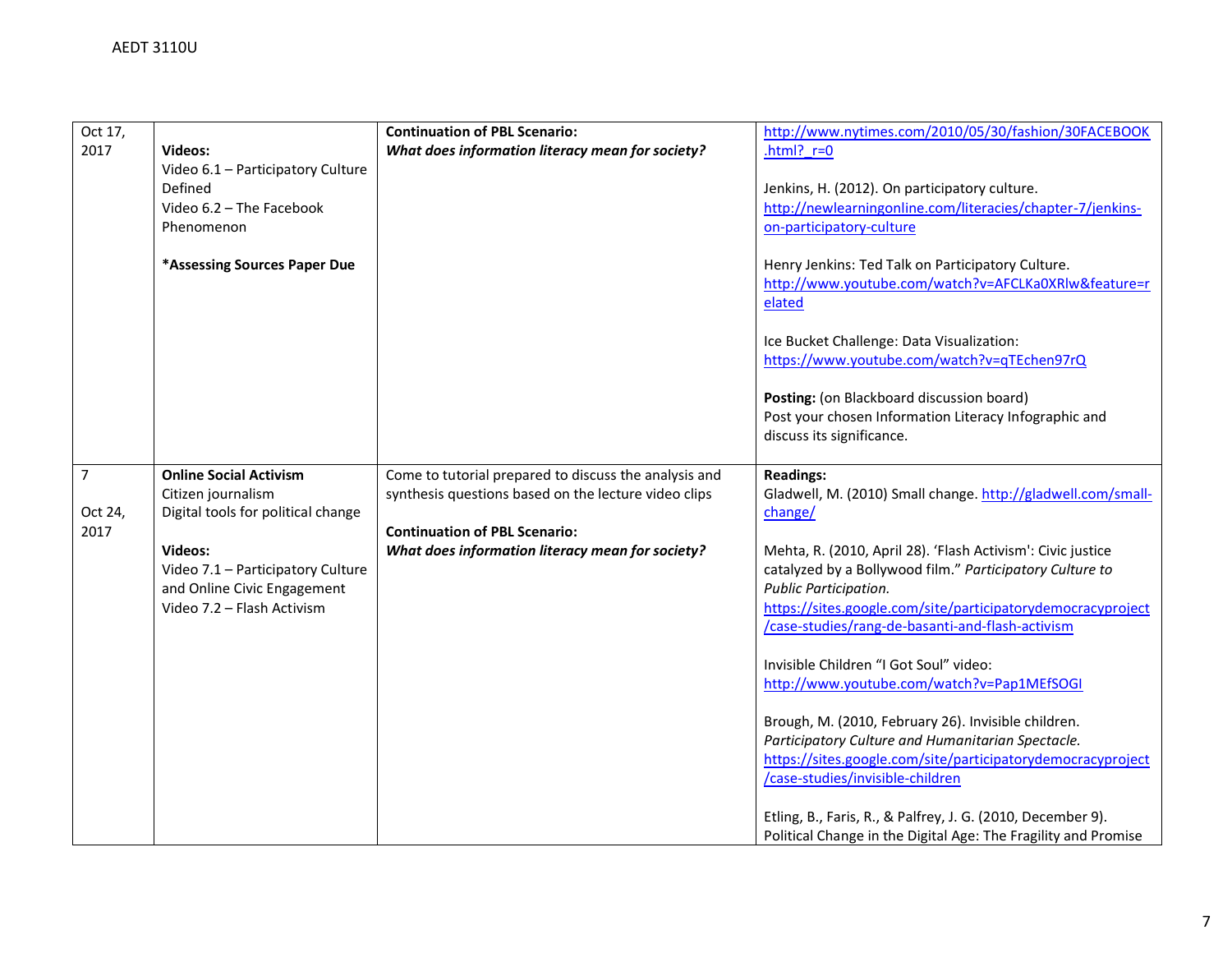| | | | |
|---|---|---|---|
| Oct 17, 2017 | **Videos:**<br>Video 6.1 – Participatory Culture Defined<br>Video 6.2 – The Facebook Phenomenon<br><br>**\*Assessing Sources Paper Due** | **Continuation of PBL Scenario:**<br>***What does information literacy mean for society?*** | http://www.nytimes.com/2010/05/30/fashion/30FACEBOOK.html?_r=0<br><br>Jenkins, H. (2012). On participatory culture. http://newlearningonline.com/literacies/chapter-7/jenkins-on-participatory-culture<br><br>Henry Jenkins: Ted Talk on Participatory Culture. http://www.youtube.com/watch?v=AFCLKa0XRlw&feature=related<br><br>Ice Bucket Challenge: Data Visualization: https://www.youtube.com/watch?v=qTEchen97rQ<br><br>**Posting:** (on Blackboard discussion board)<br>Post your chosen Information Literacy Infographic and discuss its significance. |
| 7<br><br>Oct 24, 2017 | **Online Social Activism**<br>Citizen journalism<br>Digital tools for political change<br><br>**Videos:**<br>Video 7.1 – Participatory Culture and Online Civic Engagement<br>Video 7.2 – Flash Activism | Come to tutorial prepared to discuss the analysis and synthesis questions based on the lecture video clips<br><br>**Continuation of PBL Scenario:**<br>***What does information literacy mean for society?*** | **Readings:**<br>Gladwell, M. (2010) Small change. http://gladwell.com/small-change/<br><br>Mehta, R. (2010, April 28). 'Flash Activism': Civic justice catalyzed by a Bollywood film." *Participatory Culture to Public Participation.* https://sites.google.com/site/participatorydemocracyproject/case-studies/rang-de-basanti-and-flash-activism<br><br>Invisible Children "I Got Soul" video: http://www.youtube.com/watch?v=Pap1MEfSOGI<br><br>Brough, M. (2010, February 26). Invisible children. *Participatory Culture and Humanitarian Spectacle.* https://sites.google.com/site/participatorydemocracyproject/case-studies/invisible-children<br><br>Etling, B., Faris, R., & Palfrey, J. G. (2010, December 9). Political Change in the Digital Age: The Fragility and Promise |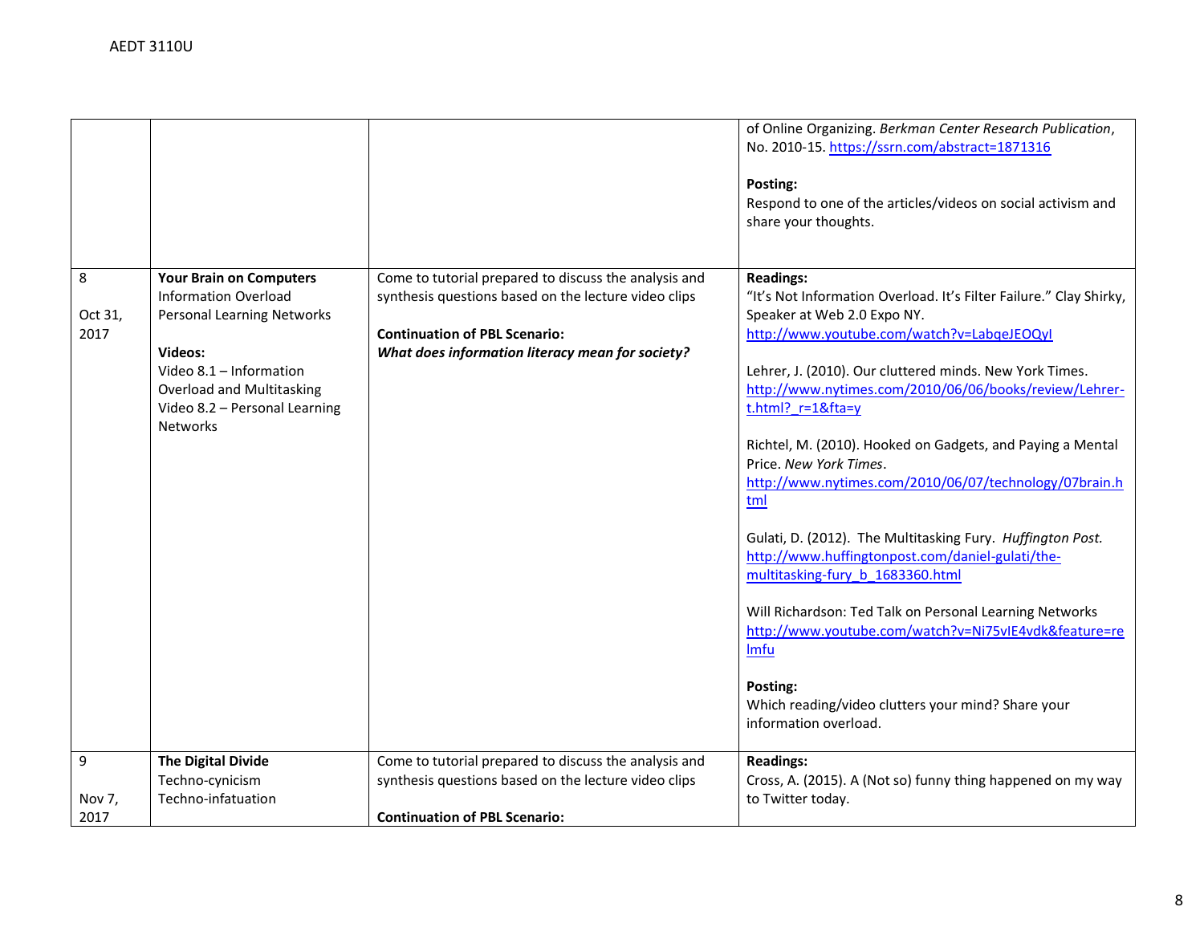| | | | |
|---|---|---|---|
| | | | of Online Organizing. *Berkman Center Research Publication*, No. 2010-15. https://ssrn.com/abstract=1871316<br><br>**Posting:**<br>Respond to one of the articles/videos on social activism and share your thoughts. |
| 8<br><br>Oct 31, 2017 | **Your Brain on Computers**<br>Information Overload<br>Personal Learning Networks<br><br>**Videos:**<br>Video 8.1 – Information Overload and Multitasking<br>Video 8.2 – Personal Learning Networks | Come to tutorial prepared to discuss the analysis and synthesis questions based on the lecture video clips<br><br>**Continuation of PBL Scenario:**<br>***What does information literacy mean for society?*** | **Readings:**<br>"It's Not Information Overload. It's Filter Failure." Clay Shirky, Speaker at Web 2.0 Expo NY. http://www.youtube.com/watch?v=LabqeJEOQyI<br><br>Lehrer, J. (2010). Our cluttered minds. New York Times. http://www.nytimes.com/2010/06/06/books/review/Lehrer-t.html?_r=1&fta=y<br><br>Richtel, M. (2010). Hooked on Gadgets, and Paying a Mental Price. *New York Times*. http://www.nytimes.com/2010/06/07/technology/07brain.html<br><br>Gulati, D. (2012). The Multitasking Fury. *Huffington Post.* http://www.huffingtonpost.com/daniel-gulati/the-multitasking-fury_b_1683360.html<br><br>Will Richardson: Ted Talk on Personal Learning Networks http://www.youtube.com/watch?v=Ni75vIE4vdk&feature=relmfu<br><br>**Posting:**<br>Which reading/video clutters your mind? Share your information overload. |
| 9<br><br>Nov 7, 2017 | **The Digital Divide**<br>Techno-cynicism<br>Techno-infatuation | Come to tutorial prepared to discuss the analysis and synthesis questions based on the lecture video clips<br><br>**Continuation of PBL Scenario:** | **Readings:**<br>Cross, A. (2015). A (Not so) funny thing happened on my way to Twitter today. |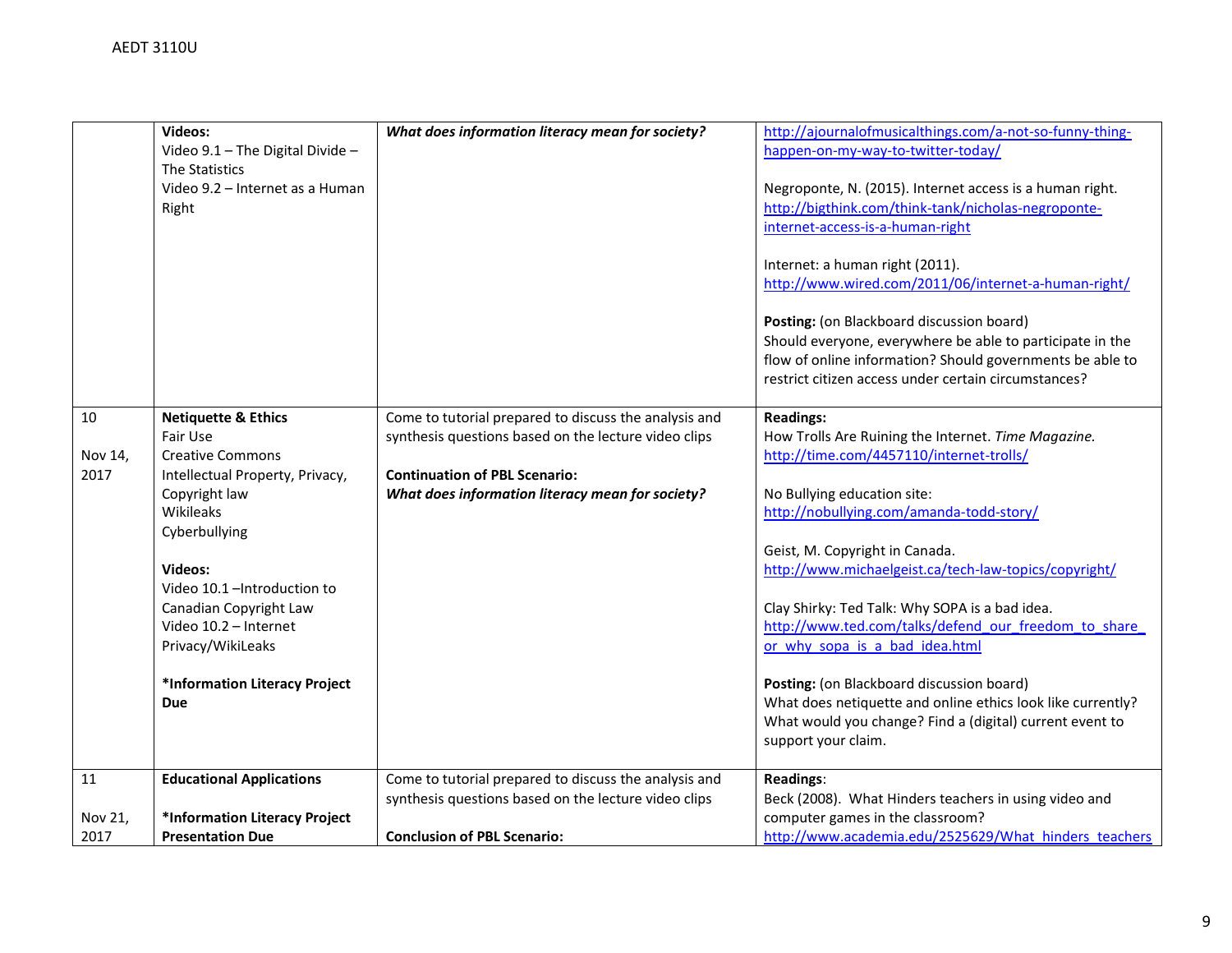| | | | |
|---|---|---|---|
| | **Videos:**<br>Video 9.1 – The Digital Divide – The Statistics<br>Video 9.2 – Internet as a Human Right | ***What does information literacy mean for society?*** | http://ajournalofmusicalthings.com/a-not-so-funny-thing-happen-on-my-way-to-twitter-today/<br><br>Negroponte, N. (2015). Internet access is a human right. http://bigthink.com/think-tank/nicholas-negroponte-internet-access-is-a-human-right<br><br>Internet: a human right (2011). http://www.wired.com/2011/06/internet-a-human-right/<br><br>**Posting:** (on Blackboard discussion board)<br>Should everyone, everywhere be able to participate in the flow of online information? Should governments be able to restrict citizen access under certain circumstances? |
| 10<br><br>Nov 14, 2017 | **Netiquette & Ethics**<br>Fair Use<br>Creative Commons<br>Intellectual Property, Privacy, Copyright law<br>Wikileaks<br>Cyberbullying<br><br>**Videos:**<br>Video 10.1 –Introduction to Canadian Copyright Law<br>Video 10.2 – Internet Privacy/WikiLeaks<br><br>***Information Literacy Project Due** | Come to tutorial prepared to discuss the analysis and synthesis questions based on the lecture video clips<br><br>**Continuation of PBL Scenario:**<br>***What does information literacy mean for society?*** | **Readings:**<br>How Trolls Are Ruining the Internet. *Time Magazine.* http://time.com/4457110/internet-trolls/<br><br>No Bullying education site: http://nobullying.com/amanda-todd-story/<br><br>Geist, M. Copyright in Canada. http://www.michaelgeist.ca/tech-law-topics/copyright/<br><br>Clay Shirky: Ted Talk: Why SOPA is a bad idea. http://www.ted.com/talks/defend_our_freedom_to_share_or_why_sopa_is_a_bad_idea.html<br><br>**Posting:** (on Blackboard discussion board)<br>What does netiquette and online ethics look like currently? What would you change? Find a (digital) current event to support your claim. |
| 11<br><br>Nov 21, 2017 | **Educational Applications**<br><br>***Information Literacy Project Presentation Due** | Come to tutorial prepared to discuss the analysis and synthesis questions based on the lecture video clips<br><br>**Conclusion of PBL Scenario:** | **Readings**:<br>Beck (2008). What Hinders teachers in using video and computer games in the classroom?<br>http://www.academia.edu/2525629/What_hinders_teachers |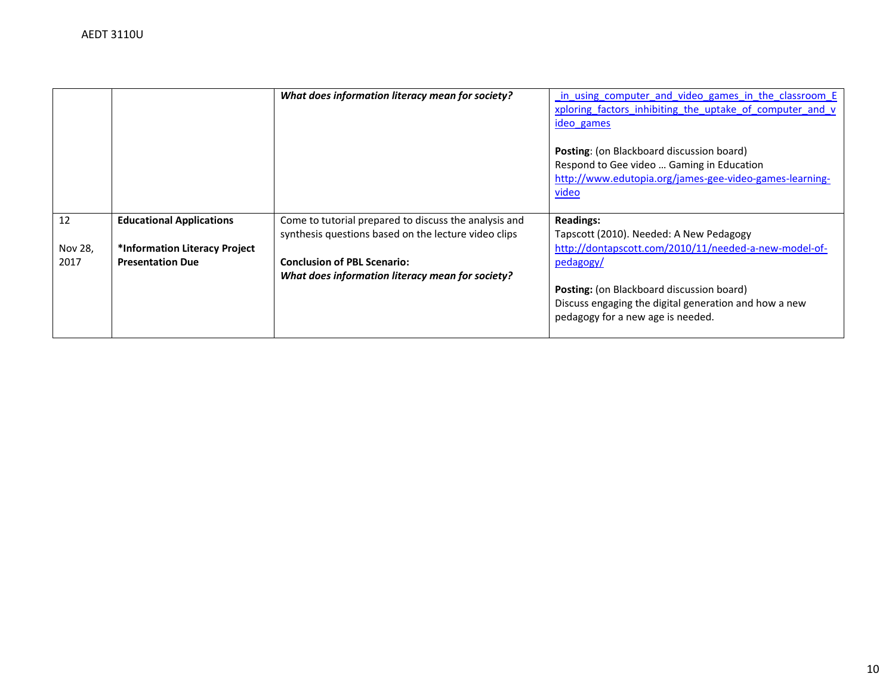| | | | |
|---|---|---|---|
| | | ***What does information literacy mean for society?*** | _in_using_computer_and_video_games_in_the_classroom_Exploring_factors_inhibiting_the_uptake_of_computer_and_video_games<br><br>**Posting**: (on Blackboard discussion board)<br>Respond to Gee video … Gaming in Education<br>http://www.edutopia.org/james-gee-video-games-learning-video |
| 12<br><br>Nov 28, 2017 | **Educational Applications**<br><br>***Information Literacy Project Presentation Due** | Come to tutorial prepared to discuss the analysis and synthesis questions based on the lecture video clips<br><br>**Conclusion of PBL Scenario:**<br>***What does information literacy mean for society?*** | **Readings:**<br>Tapscott (2010). Needed: A New Pedagogy<br>http://dontapscott.com/2010/11/needed-a-new-model-of-pedagogy/<br><br>**Posting:** (on Blackboard discussion board)<br>Discuss engaging the digital generation and how a new pedagogy for a new age is needed. |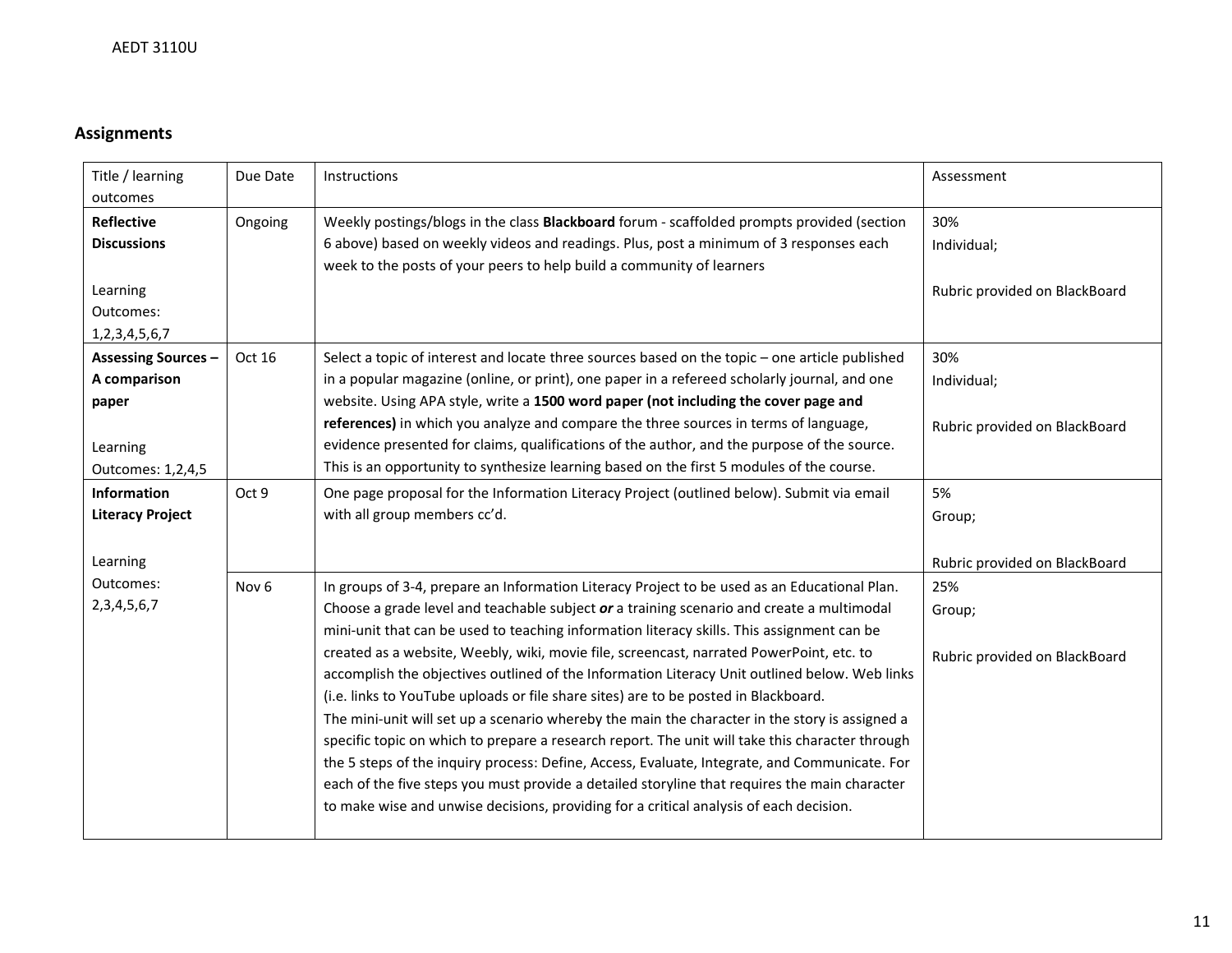## Assignments

| Title / learning outcomes | Due Date | Instructions | Assessment |
|---|---|---|---|
| **Reflective Discussions**<br><br>Learning Outcomes: 1,2,3,4,5,6,7 | Ongoing | Weekly postings/blogs in the class **Blackboard** forum - scaffolded prompts provided (section 6 above) based on weekly videos and readings. Plus, post a minimum of 3 responses each week to the posts of your peers to help build a community of learners | 30%<br>Individual;<br><br>Rubric provided on BlackBoard |
| **Assessing Sources – A comparison paper**<br><br>Learning Outcomes: 1,2,4,5 | Oct 16 | Select a topic of interest and locate three sources based on the topic – one article published in a popular magazine (online, or print), one paper in a refereed scholarly journal, and one website. Using APA style, write a **1500 word paper (not including the cover page and references)** in which you analyze and compare the three sources in terms of language, evidence presented for claims, qualifications of the author, and the purpose of the source. This is an opportunity to synthesize learning based on the first 5 modules of the course. | 30%<br>Individual;<br><br>Rubric provided on BlackBoard |
| **Information Literacy Project**<br><br>Learning Outcomes: 2,3,4,5,6,7 | Oct 9 | One page proposal for the Information Literacy Project (outlined below). Submit via email with all group members cc'd. | 5%<br>Group;<br><br>Rubric provided on BlackBoard |
| | Nov 6 | In groups of 3-4, prepare an Information Literacy Project to be used as an Educational Plan. Choose a grade level and teachable subject ***or*** a training scenario and create a multimodal mini-unit that can be used to teaching information literacy skills. This assignment can be created as a website, Weebly, wiki, movie file, screencast, narrated PowerPoint, etc. to accomplish the objectives outlined of the Information Literacy Unit outlined below. Web links (i.e. links to YouTube uploads or file share sites) are to be posted in Blackboard.<br>The mini-unit will set up a scenario whereby the main the character in the story is assigned a specific topic on which to prepare a research report. The unit will take this character through the 5 steps of the inquiry process: Define, Access, Evaluate, Integrate, and Communicate. For each of the five steps you must provide a detailed storyline that requires the main character to make wise and unwise decisions, providing for a critical analysis of each decision. | 25%<br>Group;<br><br>Rubric provided on BlackBoard |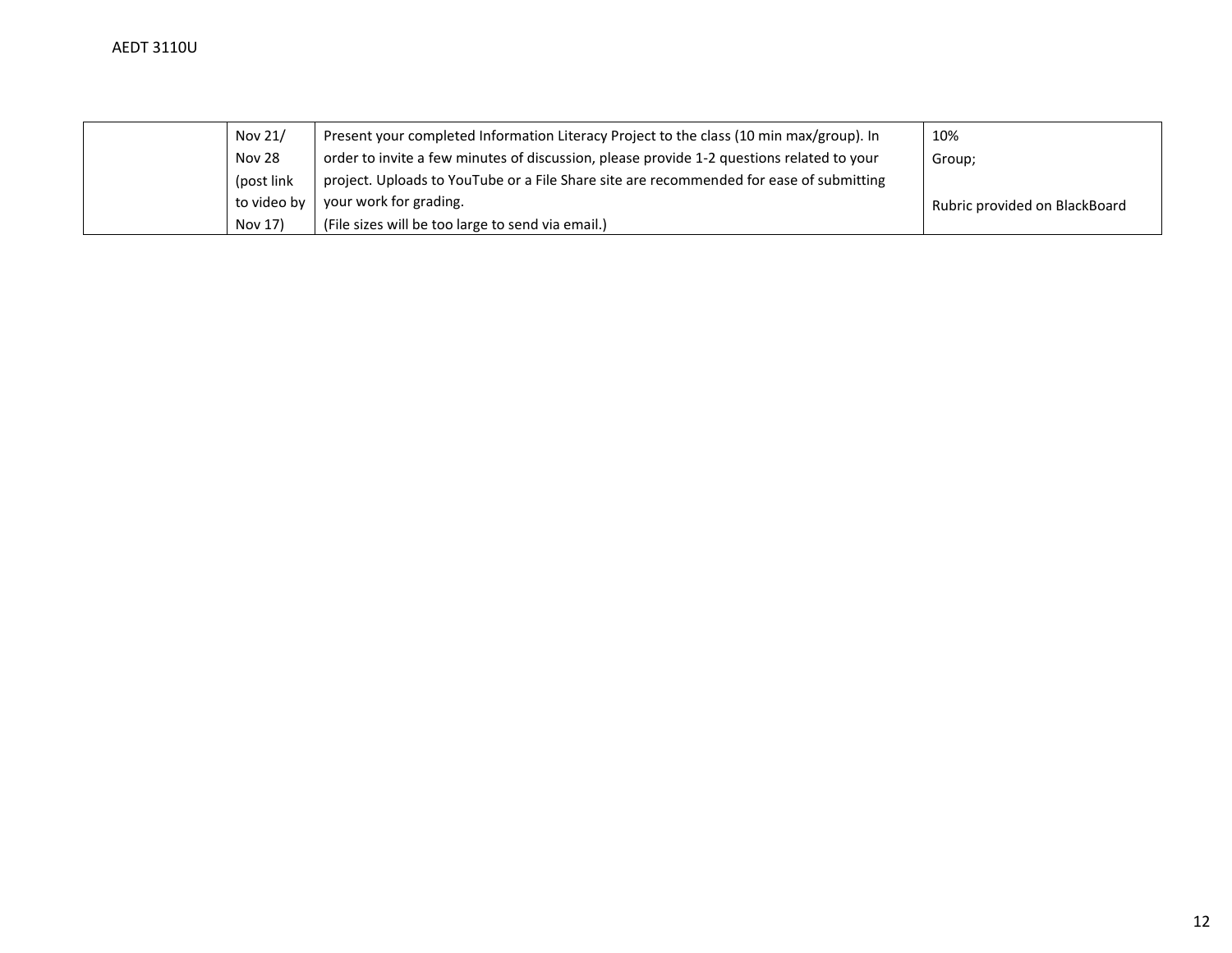| | | | |
|---|---|---|---|
| | Nov 21/ Nov 28 (post link to video by Nov 17) | Present your completed Information Literacy Project to the class (10 min max/group). In order to invite a few minutes of discussion, please provide 1-2 questions related to your project. Uploads to YouTube or a File Share site are recommended for ease of submitting your work for grading. (File sizes will be too large to send via email.) | 10% Group; Rubric provided on BlackBoard |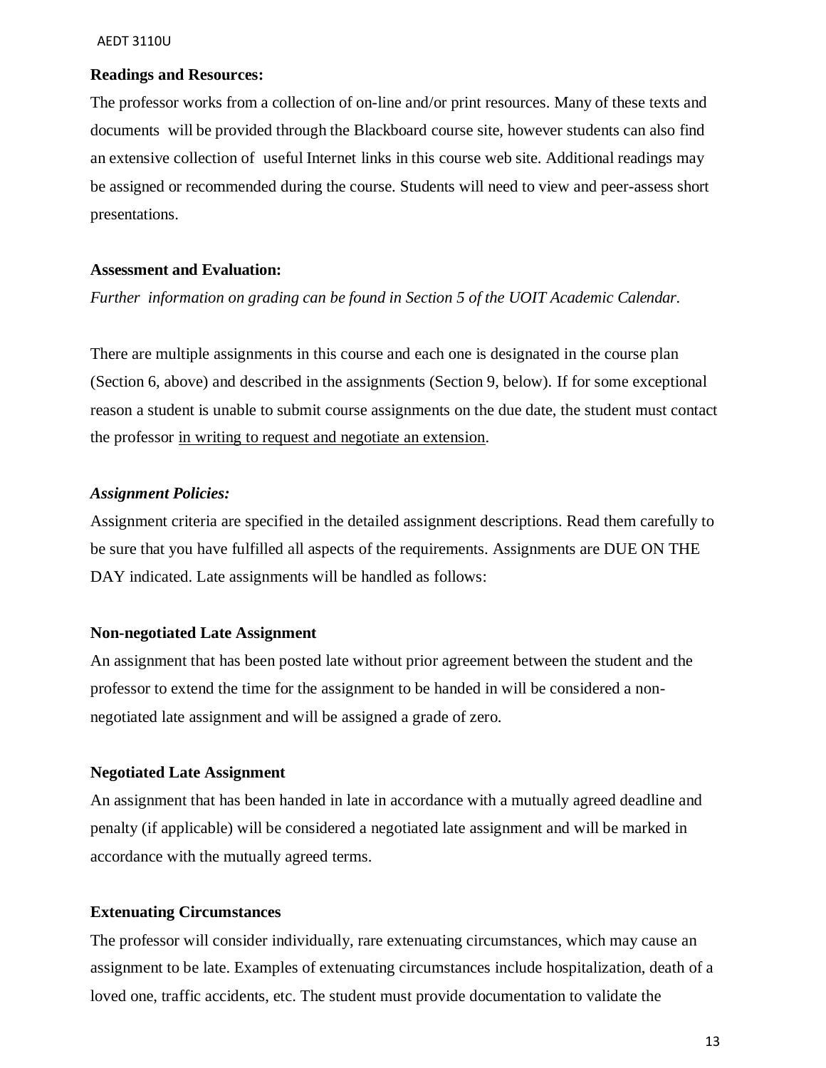**Readings and Resources:**

The professor works from a collection of on-line and/or print resources. Many of these texts and documents will be provided through the Blackboard course site, however students can also find an extensive collection of useful Internet links in this course web site. Additional readings may be assigned or recommended during the course. Students will need to view and peer-assess short presentations.

**Assessment and Evaluation:**

*Further information on grading can be found in Section 5 of the UOIT Academic Calendar.*

There are multiple assignments in this course and each one is designated in the course plan (Section 6, above) and described in the assignments (Section 9, below). If for some exceptional reason a student is unable to submit course assignments on the due date, the student must contact the professor <u>in writing to request and negotiate an extension</u>.

***Assignment Policies:***

Assignment criteria are specified in the detailed assignment descriptions. Read them carefully to be sure that you have fulfilled all aspects of the requirements. Assignments are DUE ON THE DAY indicated. Late assignments will be handled as follows:

**Non-negotiated Late Assignment**

An assignment that has been posted late without prior agreement between the student and the professor to extend the time for the assignment to be handed in will be considered a non-negotiated late assignment and will be assigned a grade of zero.

**Negotiated Late Assignment**

An assignment that has been handed in late in accordance with a mutually agreed deadline and penalty (if applicable) will be considered a negotiated late assignment and will be marked in accordance with the mutually agreed terms.

**Extenuating Circumstances**

The professor will consider individually, rare extenuating circumstances, which may cause an assignment to be late. Examples of extenuating circumstances include hospitalization, death of a loved one, traffic accidents, etc. The student must provide documentation to validate the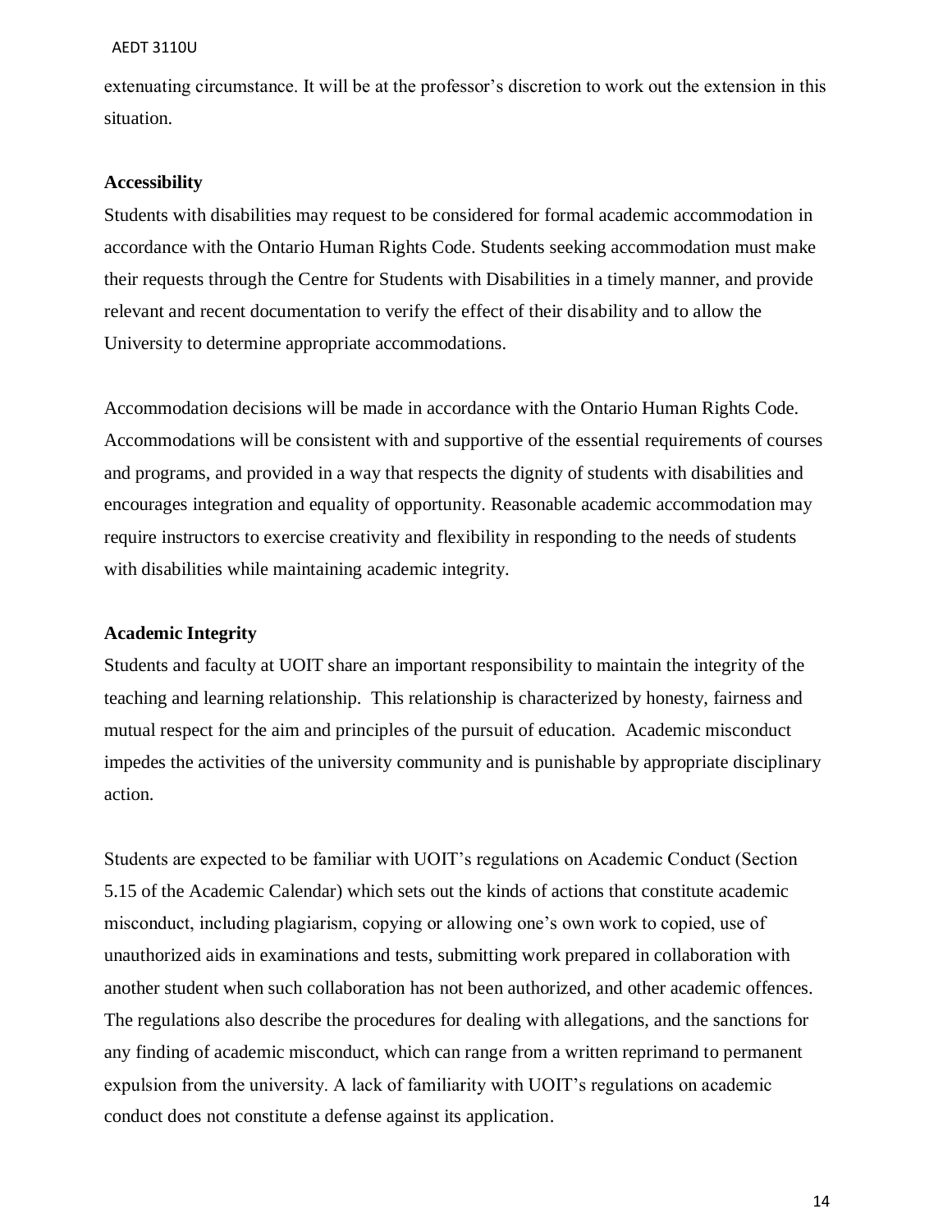extenuating circumstance. It will be at the professor's discretion to work out the extension in this situation.

**Accessibility**

Students with disabilities may request to be considered for formal academic accommodation in accordance with the Ontario Human Rights Code. Students seeking accommodation must make their requests through the Centre for Students with Disabilities in a timely manner, and provide relevant and recent documentation to verify the effect of their disability and to allow the University to determine appropriate accommodations.

Accommodation decisions will be made in accordance with the Ontario Human Rights Code. Accommodations will be consistent with and supportive of the essential requirements of courses and programs, and provided in a way that respects the dignity of students with disabilities and encourages integration and equality of opportunity. Reasonable academic accommodation may require instructors to exercise creativity and flexibility in responding to the needs of students with disabilities while maintaining academic integrity.

**Academic Integrity**

Students and faculty at UOIT share an important responsibility to maintain the integrity of the teaching and learning relationship. This relationship is characterized by honesty, fairness and mutual respect for the aim and principles of the pursuit of education. Academic misconduct impedes the activities of the university community and is punishable by appropriate disciplinary action.

Students are expected to be familiar with UOIT's regulations on Academic Conduct (Section 5.15 of the Academic Calendar) which sets out the kinds of actions that constitute academic misconduct, including plagiarism, copying or allowing one's own work to copied, use of unauthorized aids in examinations and tests, submitting work prepared in collaboration with another student when such collaboration has not been authorized, and other academic offences. The regulations also describe the procedures for dealing with allegations, and the sanctions for any finding of academic misconduct, which can range from a written reprimand to permanent expulsion from the university. A lack of familiarity with UOIT's regulations on academic conduct does not constitute a defense against its application.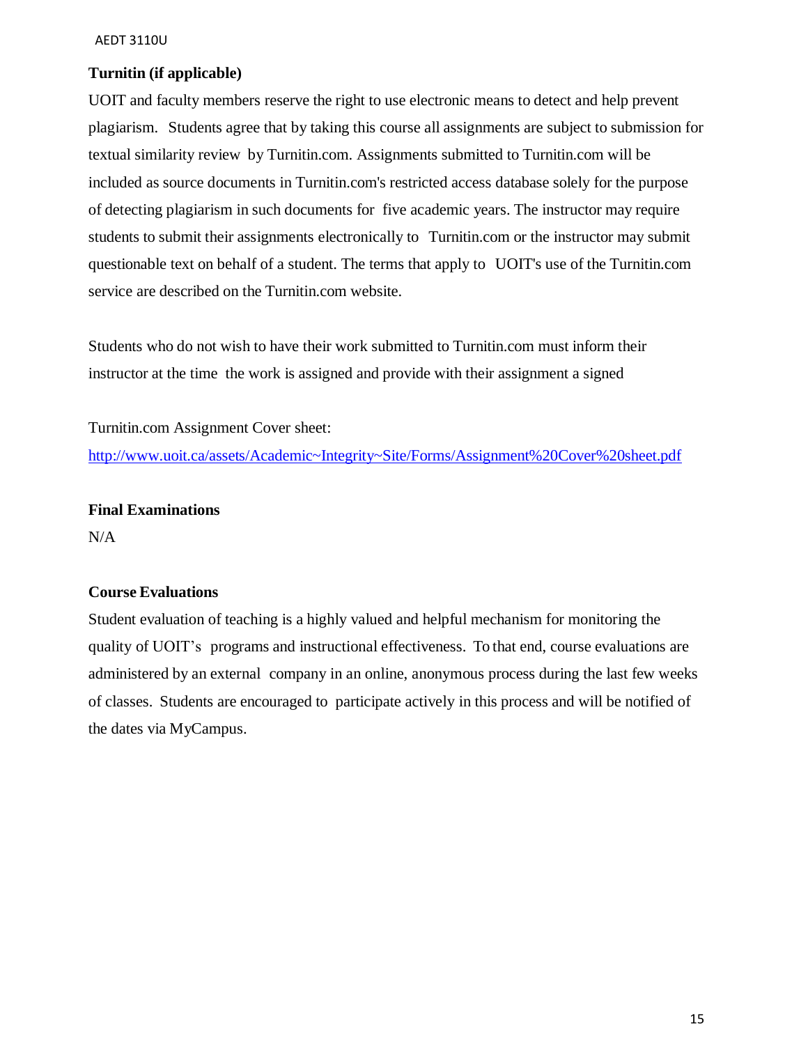**Turnitin (if applicable)**

UOIT and faculty members reserve the right to use electronic means to detect and help prevent plagiarism. Students agree that by taking this course all assignments are subject to submission for textual similarity review by Turnitin.com. Assignments submitted to Turnitin.com will be included as source documents in Turnitin.com's restricted access database solely for the purpose of detecting plagiarism in such documents for five academic years. The instructor may require students to submit their assignments electronically to Turnitin.com or the instructor may submit questionable text on behalf of a student. The terms that apply to UOIT's use of the Turnitin.com service are described on the Turnitin.com website.

Students who do not wish to have their work submitted to Turnitin.com must inform their instructor at the time the work is assigned and provide with their assignment a signed

Turnitin.com Assignment Cover sheet:
http://www.uoit.ca/assets/Academic~Integrity~Site/Forms/Assignment%20Cover%20sheet.pdf

**Final Examinations**

N/A

**Course Evaluations**

Student evaluation of teaching is a highly valued and helpful mechanism for monitoring the quality of UOIT's programs and instructional effectiveness. To that end, course evaluations are administered by an external company in an online, anonymous process during the last few weeks of classes. Students are encouraged to participate actively in this process and will be notified of the dates via MyCampus.